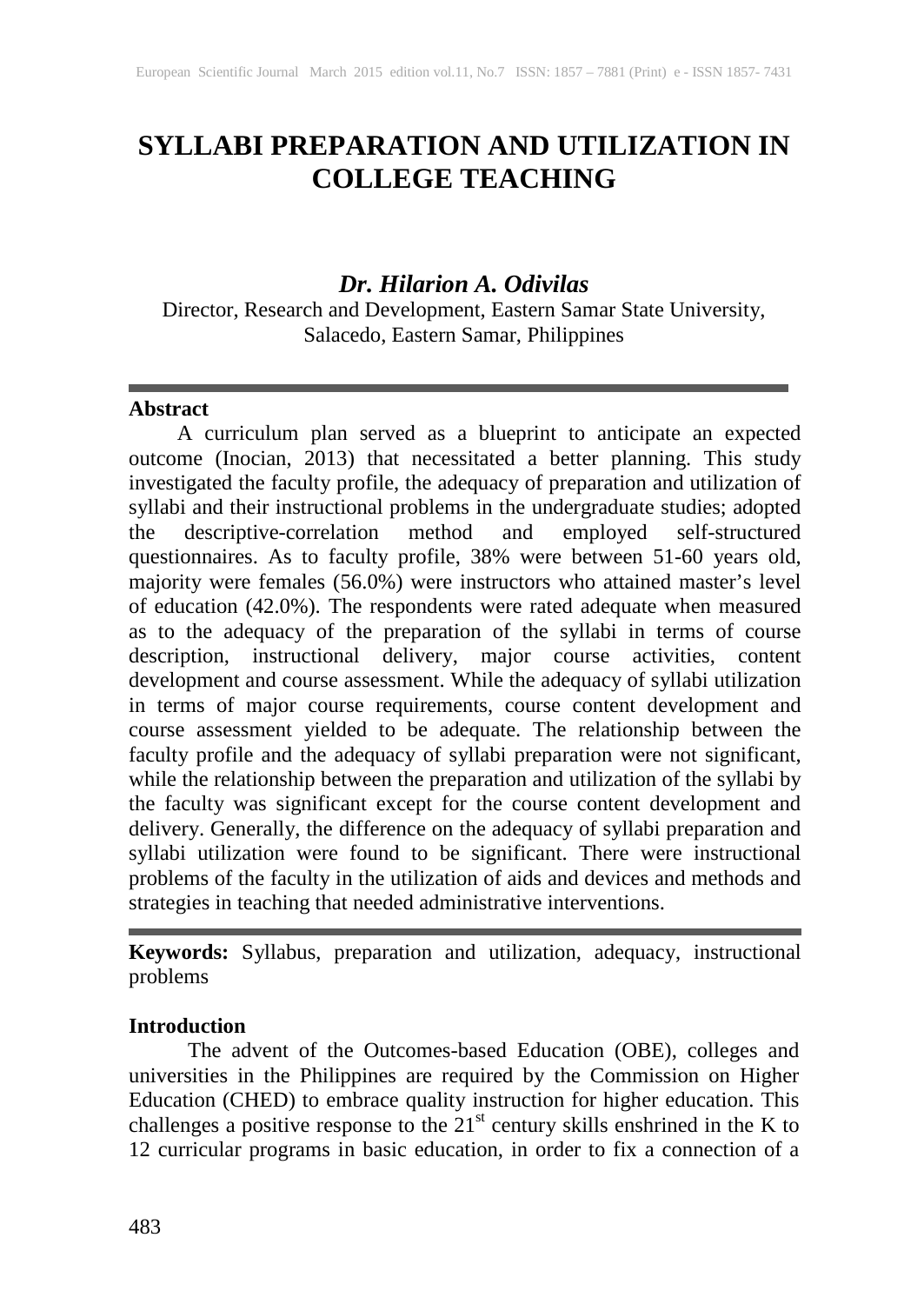# SYLLABI PREPARATION AND UTILIZATION IN COLLEGE TEACHING

***Dr. Hilarion A. Odivilas***

Director, Research and Development, Eastern Samar State University, Salacedo, Eastern Samar, Philippines

---

**Abstract**

A curriculum plan served as a blueprint to anticipate an expected outcome (Inocian, 2013) that necessitated a better planning. This study investigated the faculty profile, the adequacy of preparation and utilization of syllabi and their instructional problems in the undergraduate studies; adopted the descriptive-correlation method and employed self-structured questionnaires. As to faculty profile, 38% were between 51-60 years old, majority were females (56.0%) were instructors who attained master's level of education (42.0%). The respondents were rated adequate when measured as to the adequacy of the preparation of the syllabi in terms of course description, instructional delivery, major course activities, content development and course assessment. While the adequacy of syllabi utilization in terms of major course requirements, course content development and course assessment yielded to be adequate. The relationship between the faculty profile and the adequacy of syllabi preparation were not significant, while the relationship between the preparation and utilization of the syllabi by the faculty was significant except for the course content development and delivery. Generally, the difference on the adequacy of syllabi preparation and syllabi utilization were found to be significant. There were instructional problems of the faculty in the utilization of aids and devices and methods and strategies in teaching that needed administrative interventions.

---

**Keywords:** Syllabus, preparation and utilization, adequacy, instructional problems

**Introduction**

The advent of the Outcomes-based Education (OBE), colleges and universities in the Philippines are required by the Commission on Higher Education (CHED) to embrace quality instruction for higher education. This challenges a positive response to the 21st century skills enshrined in the K to 12 curricular programs in basic education, in order to fix a connection of a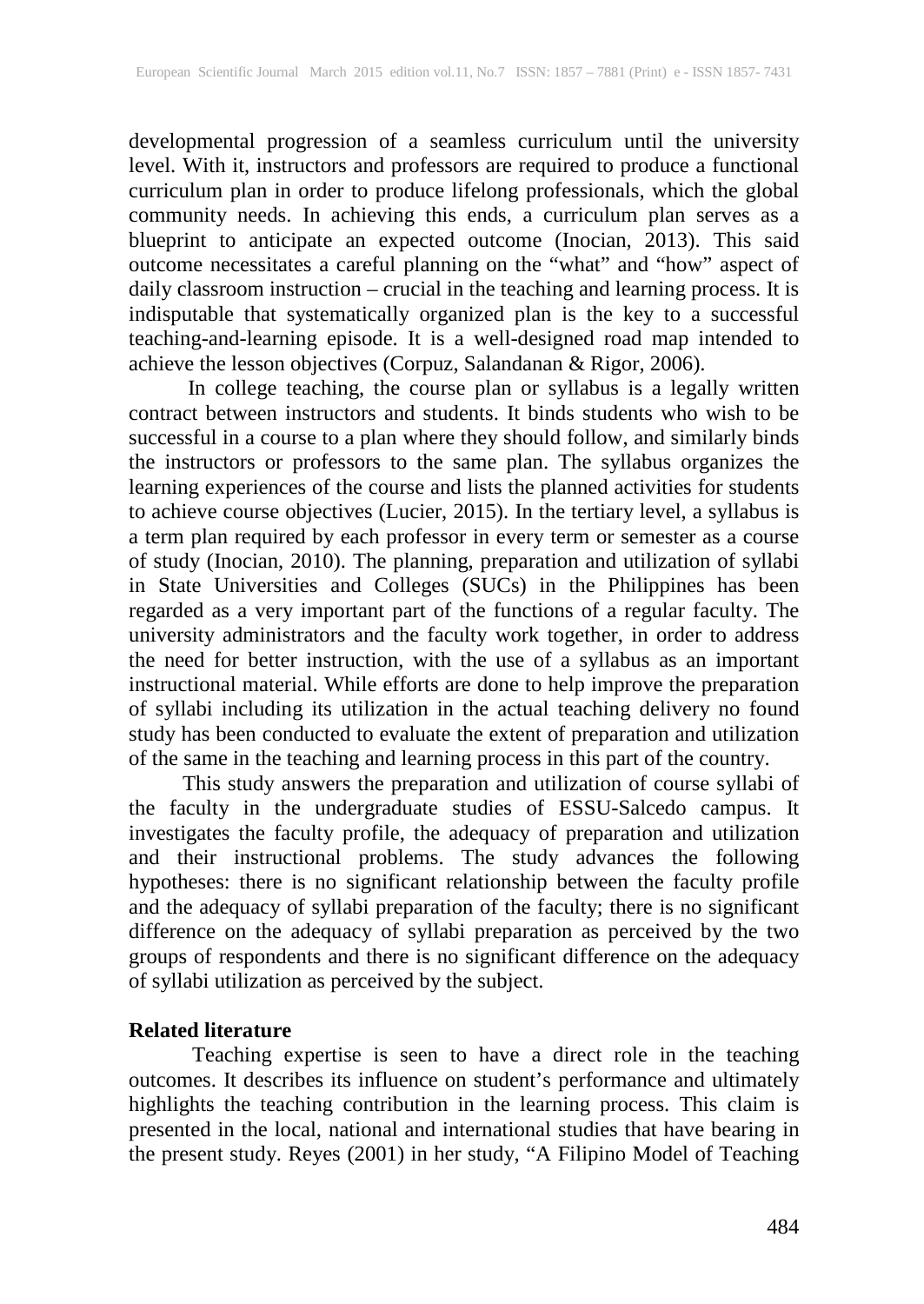developmental progression of a seamless curriculum until the university level. With it, instructors and professors are required to produce a functional curriculum plan in order to produce lifelong professionals, which the global community needs. In achieving this ends, a curriculum plan serves as a blueprint to anticipate an expected outcome (Inocian, 2013). This said outcome necessitates a careful planning on the "what" and "how" aspect of daily classroom instruction – crucial in the teaching and learning process. It is indisputable that systematically organized plan is the key to a successful teaching-and-learning episode. It is a well-designed road map intended to achieve the lesson objectives (Corpuz, Salandanan & Rigor, 2006).

In college teaching, the course plan or syllabus is a legally written contract between instructors and students. It binds students who wish to be successful in a course to a plan where they should follow, and similarly binds the instructors or professors to the same plan. The syllabus organizes the learning experiences of the course and lists the planned activities for students to achieve course objectives (Lucier, 2015). In the tertiary level, a syllabus is a term plan required by each professor in every term or semester as a course of study (Inocian, 2010). The planning, preparation and utilization of syllabi in State Universities and Colleges (SUCs) in the Philippines has been regarded as a very important part of the functions of a regular faculty. The university administrators and the faculty work together, in order to address the need for better instruction, with the use of a syllabus as an important instructional material. While efforts are done to help improve the preparation of syllabi including its utilization in the actual teaching delivery no found study has been conducted to evaluate the extent of preparation and utilization of the same in the teaching and learning process in this part of the country.

This study answers the preparation and utilization of course syllabi of the faculty in the undergraduate studies of ESSU-Salcedo campus. It investigates the faculty profile, the adequacy of preparation and utilization and their instructional problems. The study advances the following hypotheses: there is no significant relationship between the faculty profile and the adequacy of syllabi preparation of the faculty; there is no significant difference on the adequacy of syllabi preparation as perceived by the two groups of respondents and there is no significant difference on the adequacy of syllabi utilization as perceived by the subject.

## Related literature

Teaching expertise is seen to have a direct role in the teaching outcomes. It describes its influence on student's performance and ultimately highlights the teaching contribution in the learning process. This claim is presented in the local, national and international studies that have bearing in the present study. Reyes (2001) in her study, "A Filipino Model of Teaching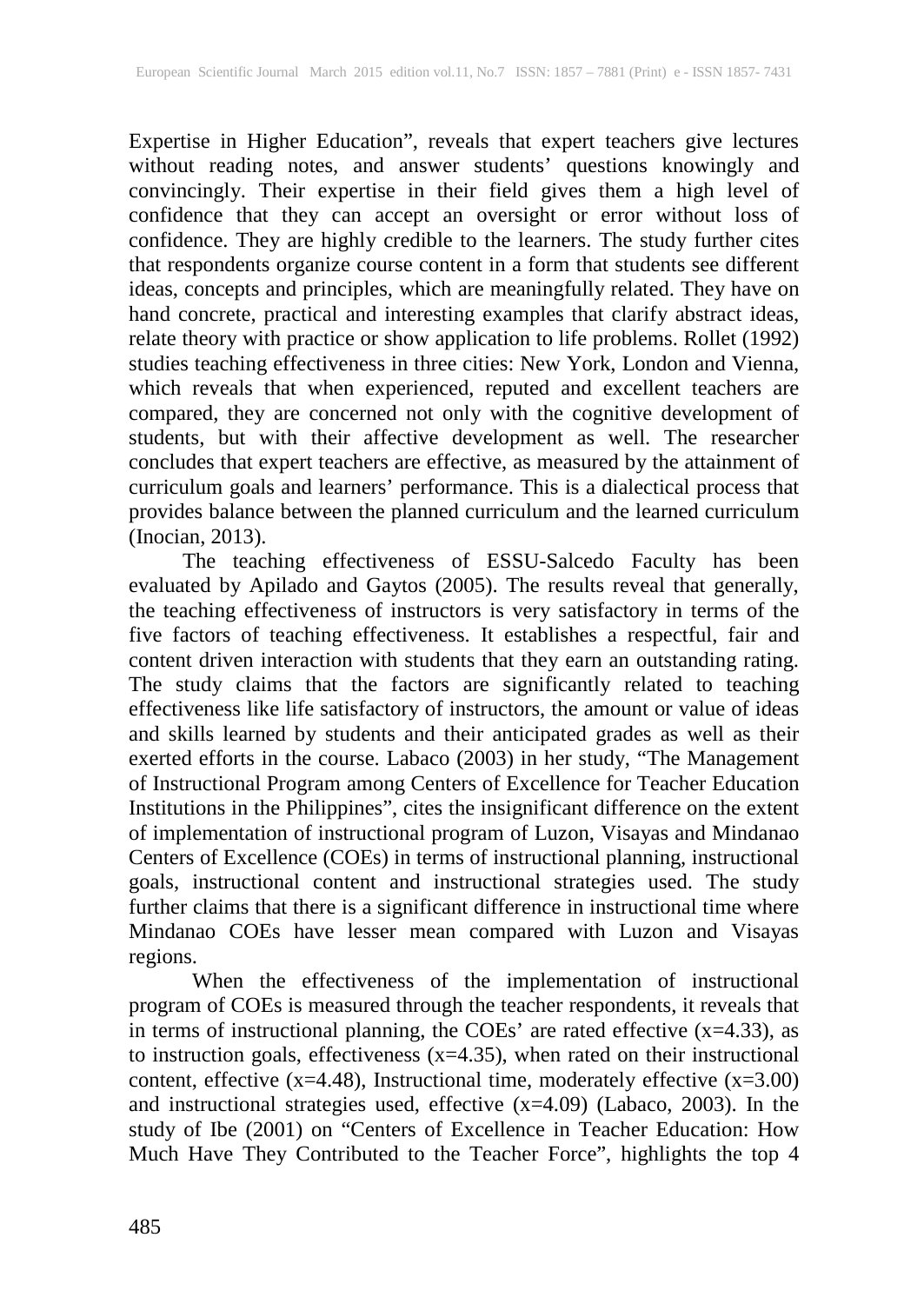Expertise in Higher Education", reveals that expert teachers give lectures without reading notes, and answer students' questions knowingly and convincingly. Their expertise in their field gives them a high level of confidence that they can accept an oversight or error without loss of confidence. They are highly credible to the learners. The study further cites that respondents organize course content in a form that students see different ideas, concepts and principles, which are meaningfully related. They have on hand concrete, practical and interesting examples that clarify abstract ideas, relate theory with practice or show application to life problems. Rollet (1992) studies teaching effectiveness in three cities: New York, London and Vienna, which reveals that when experienced, reputed and excellent teachers are compared, they are concerned not only with the cognitive development of students, but with their affective development as well. The researcher concludes that expert teachers are effective, as measured by the attainment of curriculum goals and learners' performance. This is a dialectical process that provides balance between the planned curriculum and the learned curriculum (Inocian, 2013).

The teaching effectiveness of ESSU-Salcedo Faculty has been evaluated by Apilado and Gaytos (2005). The results reveal that generally, the teaching effectiveness of instructors is very satisfactory in terms of the five factors of teaching effectiveness. It establishes a respectful, fair and content driven interaction with students that they earn an outstanding rating. The study claims that the factors are significantly related to teaching effectiveness like life satisfactory of instructors, the amount or value of ideas and skills learned by students and their anticipated grades as well as their exerted efforts in the course. Labaco (2003) in her study, "The Management of Instructional Program among Centers of Excellence for Teacher Education Institutions in the Philippines", cites the insignificant difference on the extent of implementation of instructional program of Luzon, Visayas and Mindanao Centers of Excellence (COEs) in terms of instructional planning, instructional goals, instructional content and instructional strategies used. The study further claims that there is a significant difference in instructional time where Mindanao COEs have lesser mean compared with Luzon and Visayas regions.

When the effectiveness of the implementation of instructional program of COEs is measured through the teacher respondents, it reveals that in terms of instructional planning, the COEs' are rated effective ($x=4.33$), as to instruction goals, effectiveness ($x=4.35$), when rated on their instructional content, effective ($x=4.48$), Instructional time, moderately effective ($x=3.00$) and instructional strategies used, effective ($x=4.09$) (Labaco, 2003). In the study of Ibe (2001) on "Centers of Excellence in Teacher Education: How Much Have They Contributed to the Teacher Force", highlights the top 4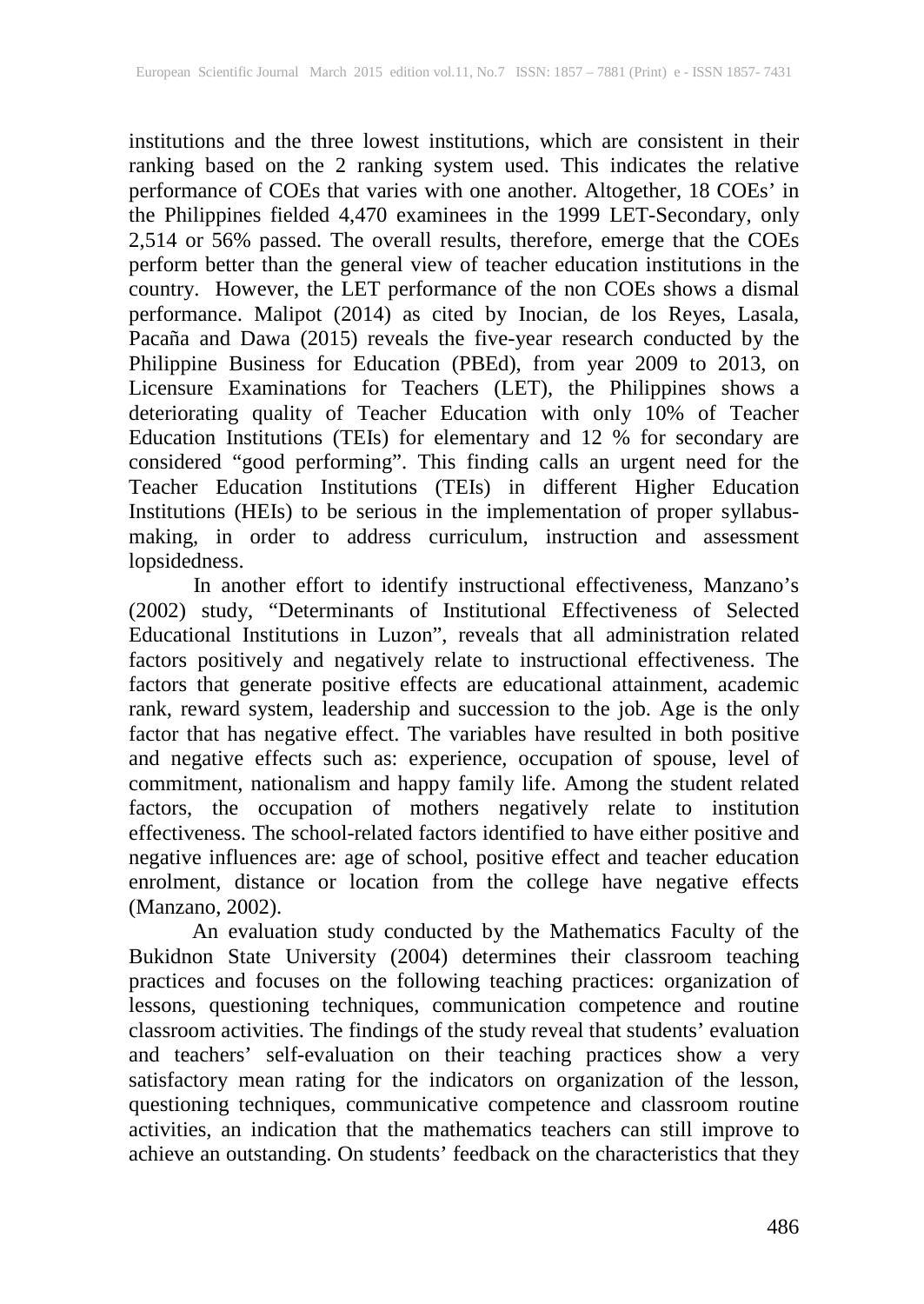institutions and the three lowest institutions, which are consistent in their ranking based on the 2 ranking system used. This indicates the relative performance of COEs that varies with one another. Altogether, 18 COEs' in the Philippines fielded 4,470 examinees in the 1999 LET-Secondary, only 2,514 or 56% passed. The overall results, therefore, emerge that the COEs perform better than the general view of teacher education institutions in the country. However, the LET performance of the non COEs shows a dismal performance. Malipot (2014) as cited by Inocian, de los Reyes, Lasala, Pacaña and Dawa (2015) reveals the five-year research conducted by the Philippine Business for Education (PBEd), from year 2009 to 2013, on Licensure Examinations for Teachers (LET), the Philippines shows a deteriorating quality of Teacher Education with only 10% of Teacher Education Institutions (TEIs) for elementary and 12 % for secondary are considered "good performing". This finding calls an urgent need for the Teacher Education Institutions (TEIs) in different Higher Education Institutions (HEIs) to be serious in the implementation of proper syllabus-making, in order to address curriculum, instruction and assessment lopsidedness.

In another effort to identify instructional effectiveness, Manzano's (2002) study, "Determinants of Institutional Effectiveness of Selected Educational Institutions in Luzon", reveals that all administration related factors positively and negatively relate to instructional effectiveness. The factors that generate positive effects are educational attainment, academic rank, reward system, leadership and succession to the job. Age is the only factor that has negative effect. The variables have resulted in both positive and negative effects such as: experience, occupation of spouse, level of commitment, nationalism and happy family life. Among the student related factors, the occupation of mothers negatively relate to institution effectiveness. The school-related factors identified to have either positive and negative influences are: age of school, positive effect and teacher education enrolment, distance or location from the college have negative effects (Manzano, 2002).

An evaluation study conducted by the Mathematics Faculty of the Bukidnon State University (2004) determines their classroom teaching practices and focuses on the following teaching practices: organization of lessons, questioning techniques, communication competence and routine classroom activities. The findings of the study reveal that students' evaluation and teachers' self-evaluation on their teaching practices show a very satisfactory mean rating for the indicators on organization of the lesson, questioning techniques, communicative competence and classroom routine activities, an indication that the mathematics teachers can still improve to achieve an outstanding. On students' feedback on the characteristics that they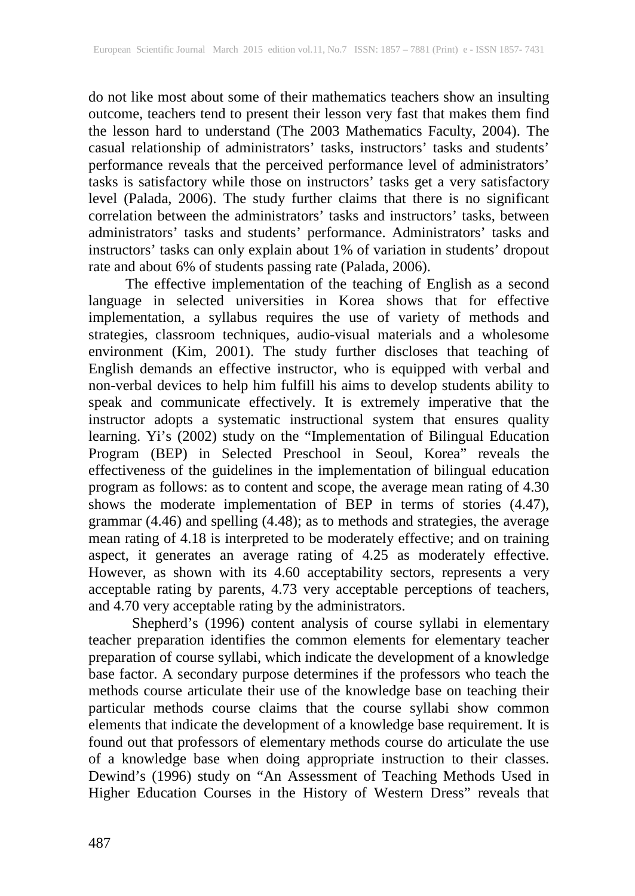do not like most about some of their mathematics teachers show an insulting outcome, teachers tend to present their lesson very fast that makes them find the lesson hard to understand (The 2003 Mathematics Faculty, 2004). The casual relationship of administrators' tasks, instructors' tasks and students' performance reveals that the perceived performance level of administrators' tasks is satisfactory while those on instructors' tasks get a very satisfactory level (Palada, 2006). The study further claims that there is no significant correlation between the administrators' tasks and instructors' tasks, between administrators' tasks and students' performance. Administrators' tasks and instructors' tasks can only explain about 1% of variation in students' dropout rate and about 6% of students passing rate (Palada, 2006).

The effective implementation of the teaching of English as a second language in selected universities in Korea shows that for effective implementation, a syllabus requires the use of variety of methods and strategies, classroom techniques, audio-visual materials and a wholesome environment (Kim, 2001). The study further discloses that teaching of English demands an effective instructor, who is equipped with verbal and non-verbal devices to help him fulfill his aims to develop students ability to speak and communicate effectively. It is extremely imperative that the instructor adopts a systematic instructional system that ensures quality learning. Yi's (2002) study on the "Implementation of Bilingual Education Program (BEP) in Selected Preschool in Seoul, Korea" reveals the effectiveness of the guidelines in the implementation of bilingual education program as follows: as to content and scope, the average mean rating of 4.30 shows the moderate implementation of BEP in terms of stories (4.47), grammar (4.46) and spelling (4.48); as to methods and strategies, the average mean rating of 4.18 is interpreted to be moderately effective; and on training aspect, it generates an average rating of 4.25 as moderately effective. However, as shown with its 4.60 acceptability sectors, represents a very acceptable rating by parents, 4.73 very acceptable perceptions of teachers, and 4.70 very acceptable rating by the administrators.

Shepherd's (1996) content analysis of course syllabi in elementary teacher preparation identifies the common elements for elementary teacher preparation of course syllabi, which indicate the development of a knowledge base factor. A secondary purpose determines if the professors who teach the methods course articulate their use of the knowledge base on teaching their particular methods course claims that the course syllabi show common elements that indicate the development of a knowledge base requirement. It is found out that professors of elementary methods course do articulate the use of a knowledge base when doing appropriate instruction to their classes. Dewind's (1996) study on "An Assessment of Teaching Methods Used in Higher Education Courses in the History of Western Dress" reveals that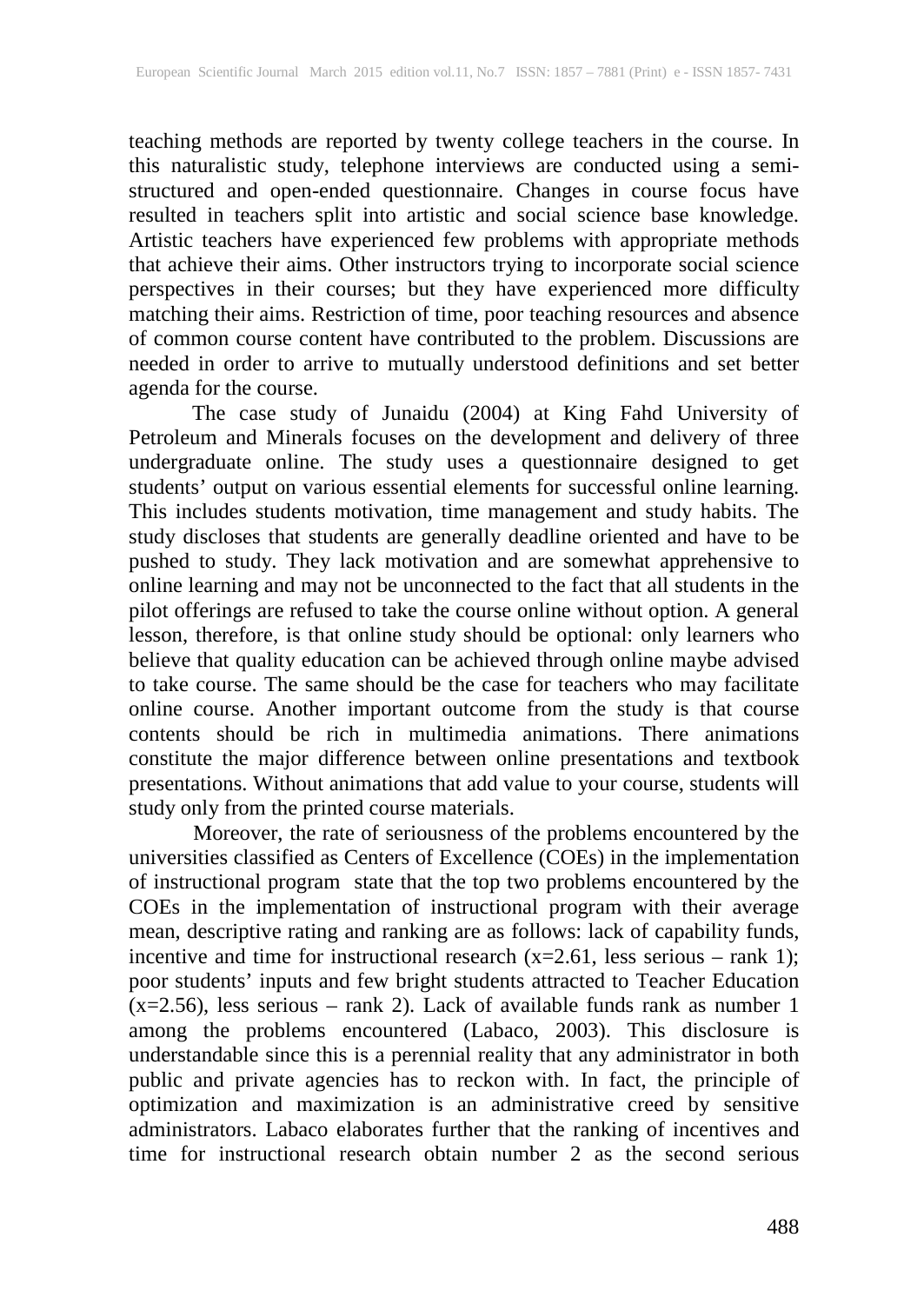teaching methods are reported by twenty college teachers in the course. In this naturalistic study, telephone interviews are conducted using a semi-structured and open-ended questionnaire. Changes in course focus have resulted in teachers split into artistic and social science base knowledge. Artistic teachers have experienced few problems with appropriate methods that achieve their aims. Other instructors trying to incorporate social science perspectives in their courses; but they have experienced more difficulty matching their aims. Restriction of time, poor teaching resources and absence of common course content have contributed to the problem. Discussions are needed in order to arrive to mutually understood definitions and set better agenda for the course.

The case study of Junaidu (2004) at King Fahd University of Petroleum and Minerals focuses on the development and delivery of three undergraduate online. The study uses a questionnaire designed to get students' output on various essential elements for successful online learning. This includes students motivation, time management and study habits. The study discloses that students are generally deadline oriented and have to be pushed to study. They lack motivation and are somewhat apprehensive to online learning and may not be unconnected to the fact that all students in the pilot offerings are refused to take the course online without option. A general lesson, therefore, is that online study should be optional: only learners who believe that quality education can be achieved through online maybe advised to take course. The same should be the case for teachers who may facilitate online course. Another important outcome from the study is that course contents should be rich in multimedia animations. There animations constitute the major difference between online presentations and textbook presentations. Without animations that add value to your course, students will study only from the printed course materials.

Moreover, the rate of seriousness of the problems encountered by the universities classified as Centers of Excellence (COEs) in the implementation of instructional program state that the top two problems encountered by the COEs in the implementation of instructional program with their average mean, descriptive rating and ranking are as follows: lack of capability funds, incentive and time for instructional research ($x=2.61$, less serious – rank 1); poor students' inputs and few bright students attracted to Teacher Education ($x=2.56$), less serious – rank 2). Lack of available funds rank as number 1 among the problems encountered (Labaco, 2003). This disclosure is understandable since this is a perennial reality that any administrator in both public and private agencies has to reckon with. In fact, the principle of optimization and maximization is an administrative creed by sensitive administrators. Labaco elaborates further that the ranking of incentives and time for instructional research obtain number 2 as the second serious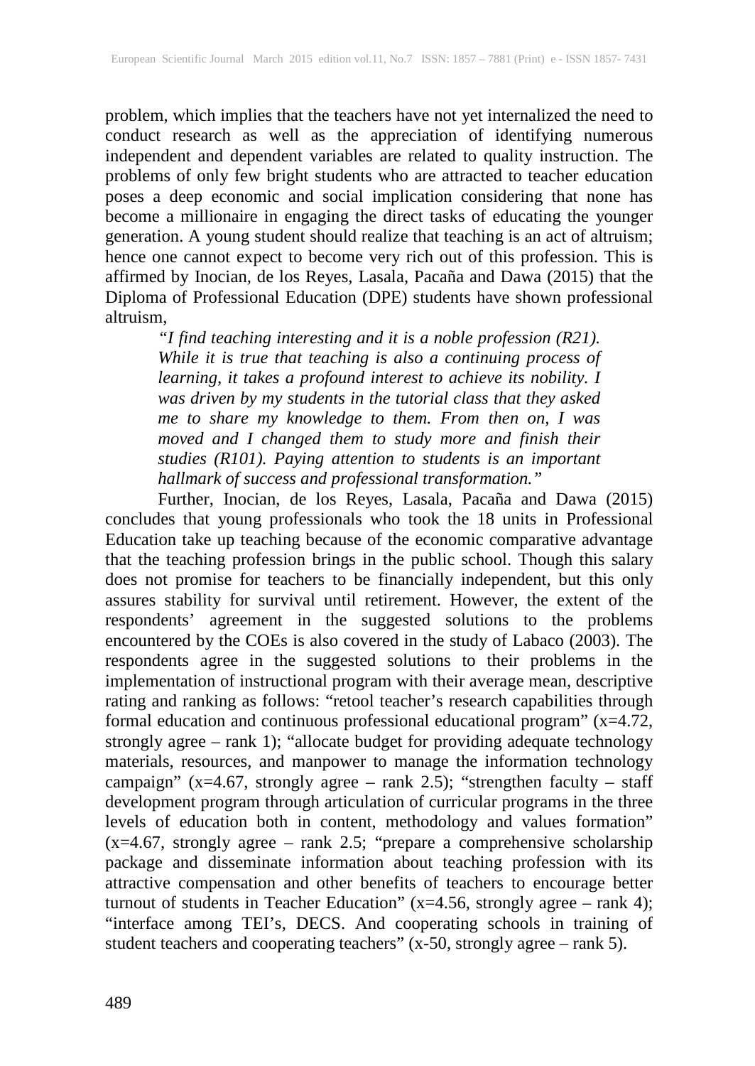problem, which implies that the teachers have not yet internalized the need to conduct research as well as the appreciation of identifying numerous independent and dependent variables are related to quality instruction. The problems of only few bright students who are attracted to teacher education poses a deep economic and social implication considering that none has become a millionaire in engaging the direct tasks of educating the younger generation. A young student should realize that teaching is an act of altruism; hence one cannot expect to become very rich out of this profession. This is affirmed by Inocian, de los Reyes, Lasala, Pacaña and Dawa (2015) that the Diploma of Professional Education (DPE) students have shown professional altruism,

> *"I find teaching interesting and it is a noble profession (R21). While it is true that teaching is also a continuing process of learning, it takes a profound interest to achieve its nobility. I was driven by my students in the tutorial class that they asked me to share my knowledge to them. From then on, I was moved and I changed them to study more and finish their studies (R101). Paying attention to students is an important hallmark of success and professional transformation."*

Further, Inocian, de los Reyes, Lasala, Pacaña and Dawa (2015) concludes that young professionals who took the 18 units in Professional Education take up teaching because of the economic comparative advantage that the teaching profession brings in the public school. Though this salary does not promise for teachers to be financially independent, but this only assures stability for survival until retirement. However, the extent of the respondents' agreement in the suggested solutions to the problems encountered by the COEs is also covered in the study of Labaco (2003). The respondents agree in the suggested solutions to their problems in the implementation of instructional program with their average mean, descriptive rating and ranking as follows: "retool teacher's research capabilities through formal education and continuous professional educational program" (x=4.72, strongly agree – rank 1); "allocate budget for providing adequate technology materials, resources, and manpower to manage the information technology campaign" (x=4.67, strongly agree – rank 2.5); "strengthen faculty – staff development program through articulation of curricular programs in the three levels of education both in content, methodology and values formation" (x=4.67, strongly agree – rank 2.5; "prepare a comprehensive scholarship package and disseminate information about teaching profession with its attractive compensation and other benefits of teachers to encourage better turnout of students in Teacher Education" (x=4.56, strongly agree – rank 4); "interface among TEI's, DECS. And cooperating schools in training of student teachers and cooperating teachers" (x-50, strongly agree – rank 5).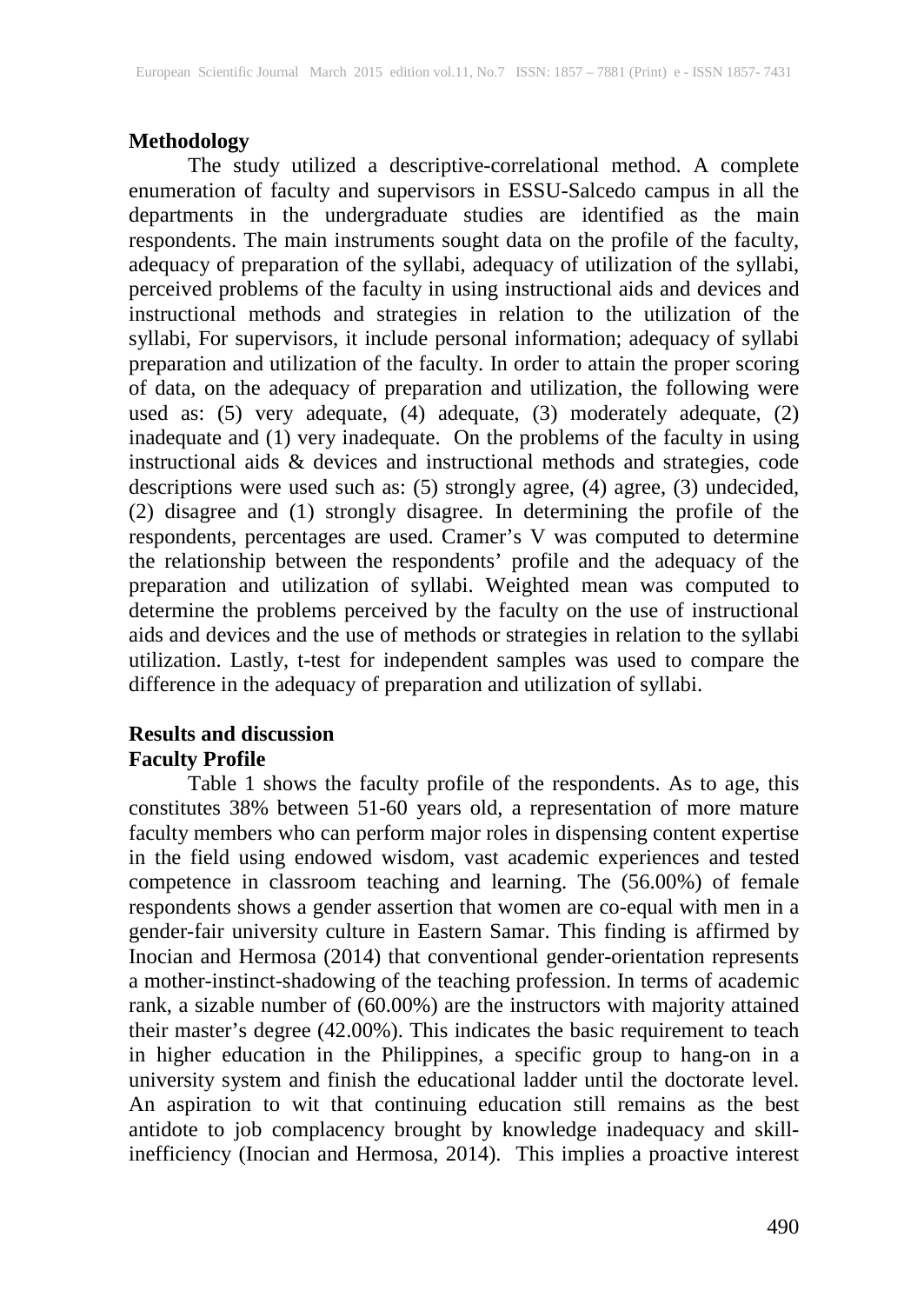## Methodology

The study utilized a descriptive-correlational method. A complete enumeration of faculty and supervisors in ESSU-Salcedo campus in all the departments in the undergraduate studies are identified as the main respondents. The main instruments sought data on the profile of the faculty, adequacy of preparation of the syllabi, adequacy of utilization of the syllabi, perceived problems of the faculty in using instructional aids and devices and instructional methods and strategies in relation to the utilization of the syllabi, For supervisors, it include personal information; adequacy of syllabi preparation and utilization of the faculty. In order to attain the proper scoring of data, on the adequacy of preparation and utilization, the following were used as: (5) very adequate, (4) adequate, (3) moderately adequate, (2) inadequate and (1) very inadequate. On the problems of the faculty in using instructional aids & devices and instructional methods and strategies, code descriptions were used such as: (5) strongly agree, (4) agree, (3) undecided, (2) disagree and (1) strongly disagree. In determining the profile of the respondents, percentages are used. Cramer's V was computed to determine the relationship between the respondents' profile and the adequacy of the preparation and utilization of syllabi. Weighted mean was computed to determine the problems perceived by the faculty on the use of instructional aids and devices and the use of methods or strategies in relation to the syllabi utilization. Lastly, t-test for independent samples was used to compare the difference in the adequacy of preparation and utilization of syllabi.

## Results and discussion

### Faculty Profile

Table 1 shows the faculty profile of the respondents. As to age, this constitutes 38% between 51-60 years old, a representation of more mature faculty members who can perform major roles in dispensing content expertise in the field using endowed wisdom, vast academic experiences and tested competence in classroom teaching and learning. The (56.00%) of female respondents shows a gender assertion that women are co-equal with men in a gender-fair university culture in Eastern Samar. This finding is affirmed by Inocian and Hermosa (2014) that conventional gender-orientation represents a mother-instinct-shadowing of the teaching profession. In terms of academic rank, a sizable number of (60.00%) are the instructors with majority attained their master's degree (42.00%). This indicates the basic requirement to teach in higher education in the Philippines, a specific group to hang-on in a university system and finish the educational ladder until the doctorate level. An aspiration to wit that continuing education still remains as the best antidote to job complacency brought by knowledge inadequacy and skill-inefficiency (Inocian and Hermosa, 2014). This implies a proactive interest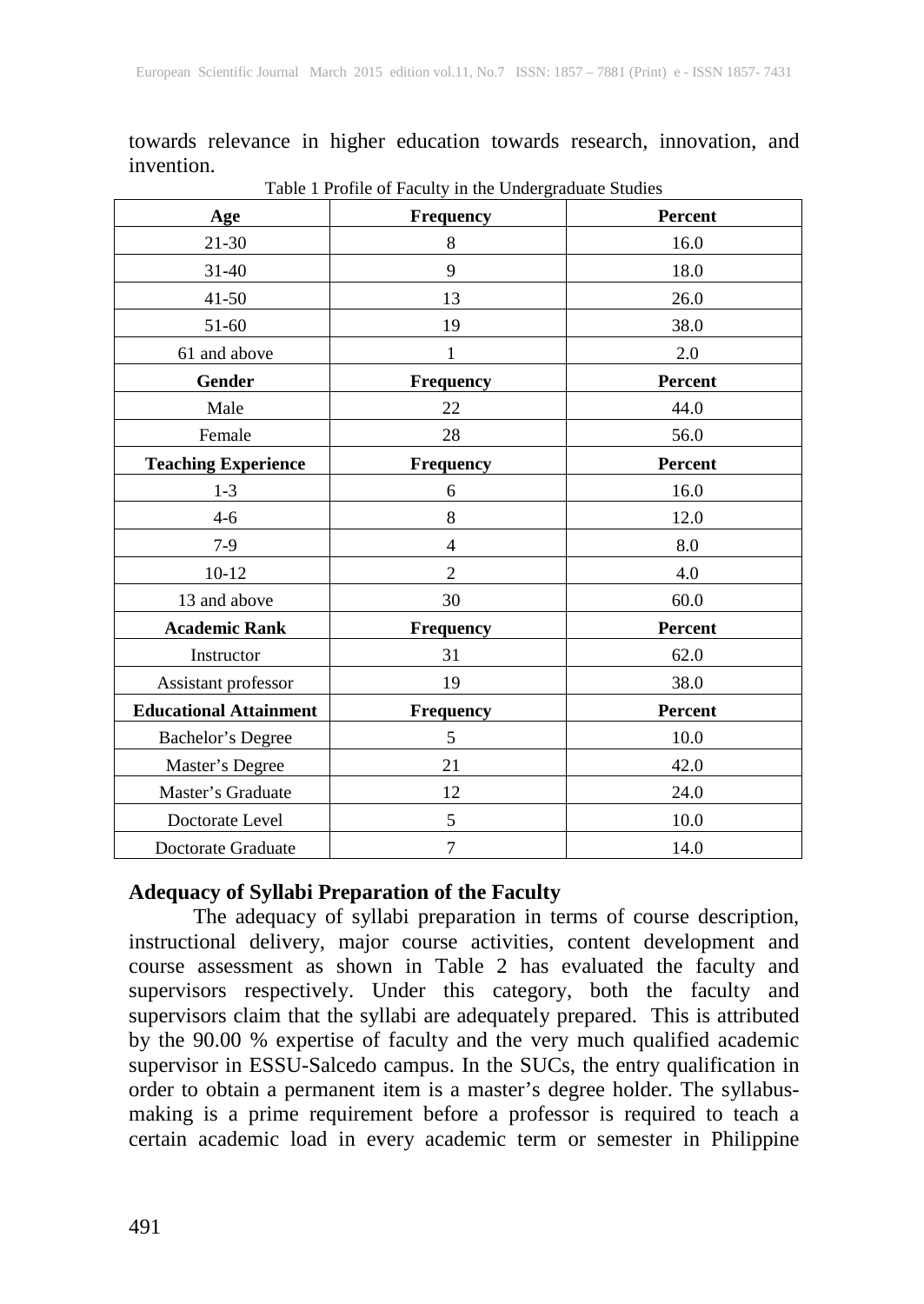towards relevance in higher education towards research, innovation, and invention.

Table 1 Profile of Faculty in the Undergraduate Studies

| Age | Frequency | Percent |
|---|---|---|
| 21-30 | 8 | 16.0 |
| 31-40 | 9 | 18.0 |
| 41-50 | 13 | 26.0 |
| 51-60 | 19 | 38.0 |
| 61 and above | 1 | 2.0 |
| **Gender** | **Frequency** | **Percent** |
| Male | 22 | 44.0 |
| Female | 28 | 56.0 |
| **Teaching Experience** | **Frequency** | **Percent** |
| 1-3 | 6 | 16.0 |
| 4-6 | 8 | 12.0 |
| 7-9 | 4 | 8.0 |
| 10-12 | 2 | 4.0 |
| 13 and above | 30 | 60.0 |
| **Academic Rank** | **Frequency** | **Percent** |
| Instructor | 31 | 62.0 |
| Assistant professor | 19 | 38.0 |
| **Educational Attainment** | **Frequency** | **Percent** |
| Bachelor's Degree | 5 | 10.0 |
| Master's Degree | 21 | 42.0 |
| Master's Graduate | 12 | 24.0 |
| Doctorate Level | 5 | 10.0 |
| Doctorate Graduate | 7 | 14.0 |

**Adequacy of Syllabi Preparation of the Faculty**

The adequacy of syllabi preparation in terms of course description, instructional delivery, major course activities, content development and course assessment as shown in Table 2 has evaluated the faculty and supervisors respectively. Under this category, both the faculty and supervisors claim that the syllabi are adequately prepared. This is attributed by the 90.00 % expertise of faculty and the very much qualified academic supervisor in ESSU-Salcedo campus. In the SUCs, the entry qualification in order to obtain a permanent item is a master's degree holder. The syllabus-making is a prime requirement before a professor is required to teach a certain academic load in every academic term or semester in Philippine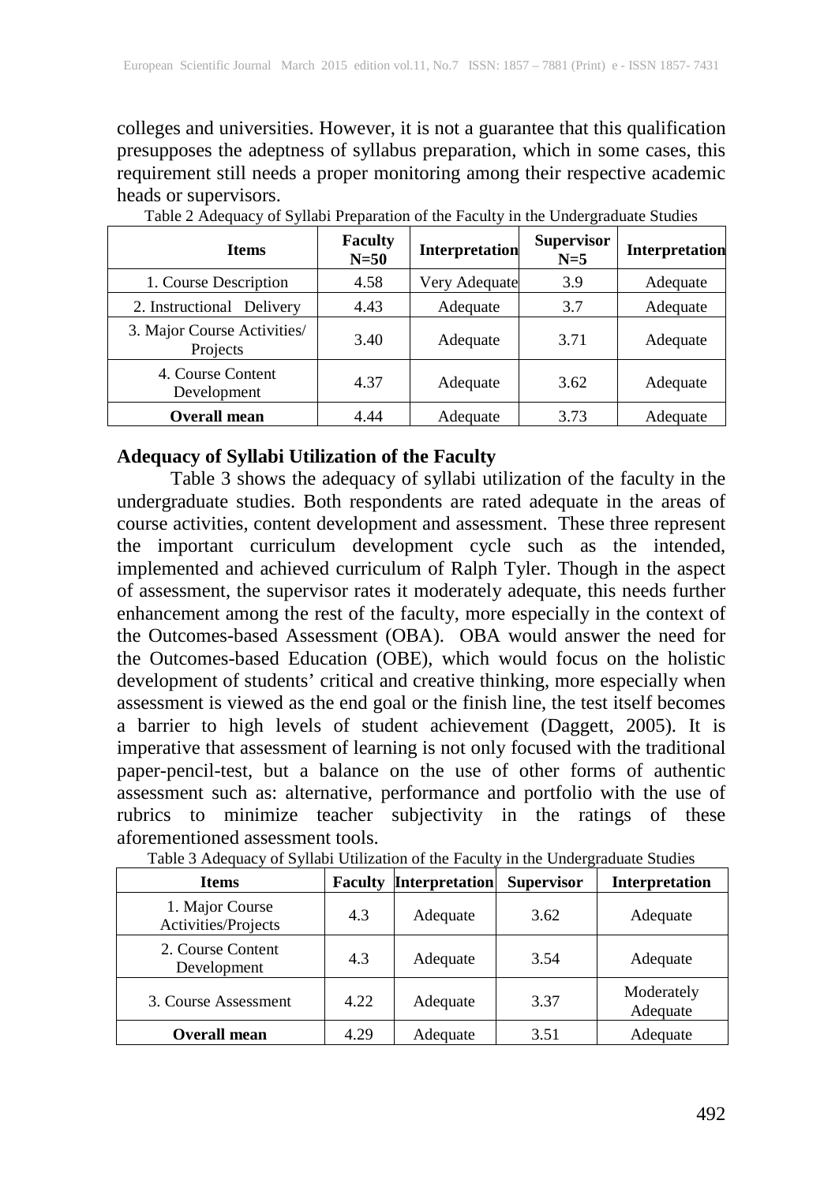colleges and universities. However, it is not a guarantee that this qualification presupposes the adeptness of syllabus preparation, which in some cases, this requirement still needs a proper monitoring among their respective academic heads or supervisors.

Table 2 Adequacy of Syllabi Preparation of the Faculty in the Undergraduate Studies

| Items | Faculty N=50 | Interpretation | Supervisor N=5 | Interpretation |
|---|---|---|---|---|
| 1. Course Description | 4.58 | Very Adequate | 3.9 | Adequate |
| 2. Instructional Delivery | 4.43 | Adequate | 3.7 | Adequate |
| 3. Major Course Activities/ Projects | 3.40 | Adequate | 3.71 | Adequate |
| 4. Course Content Development | 4.37 | Adequate | 3.62 | Adequate |
| **Overall mean** | 4.44 | Adequate | 3.73 | Adequate |

**Adequacy of Syllabi Utilization of the Faculty**

Table 3 shows the adequacy of syllabi utilization of the faculty in the undergraduate studies. Both respondents are rated adequate in the areas of course activities, content development and assessment. These three represent the important curriculum development cycle such as the intended, implemented and achieved curriculum of Ralph Tyler. Though in the aspect of assessment, the supervisor rates it moderately adequate, this needs further enhancement among the rest of the faculty, more especially in the context of the Outcomes-based Assessment (OBA). OBA would answer the need for the Outcomes-based Education (OBE), which would focus on the holistic development of students' critical and creative thinking, more especially when assessment is viewed as the end goal or the finish line, the test itself becomes a barrier to high levels of student achievement (Daggett, 2005). It is imperative that assessment of learning is not only focused with the traditional paper-pencil-test, but a balance on the use of other forms of authentic assessment such as: alternative, performance and portfolio with the use of rubrics to minimize teacher subjectivity in the ratings of these aforementioned assessment tools.

Table 3 Adequacy of Syllabi Utilization of the Faculty in the Undergraduate Studies

| Items | Faculty | Interpretation | Supervisor | Interpretation |
|---|---|---|---|---|
| 1. Major Course Activities/Projects | 4.3 | Adequate | 3.62 | Adequate |
| 2. Course Content Development | 4.3 | Adequate | 3.54 | Adequate |
| 3. Course Assessment | 4.22 | Adequate | 3.37 | Moderately Adequate |
| **Overall mean** | 4.29 | Adequate | 3.51 | Adequate |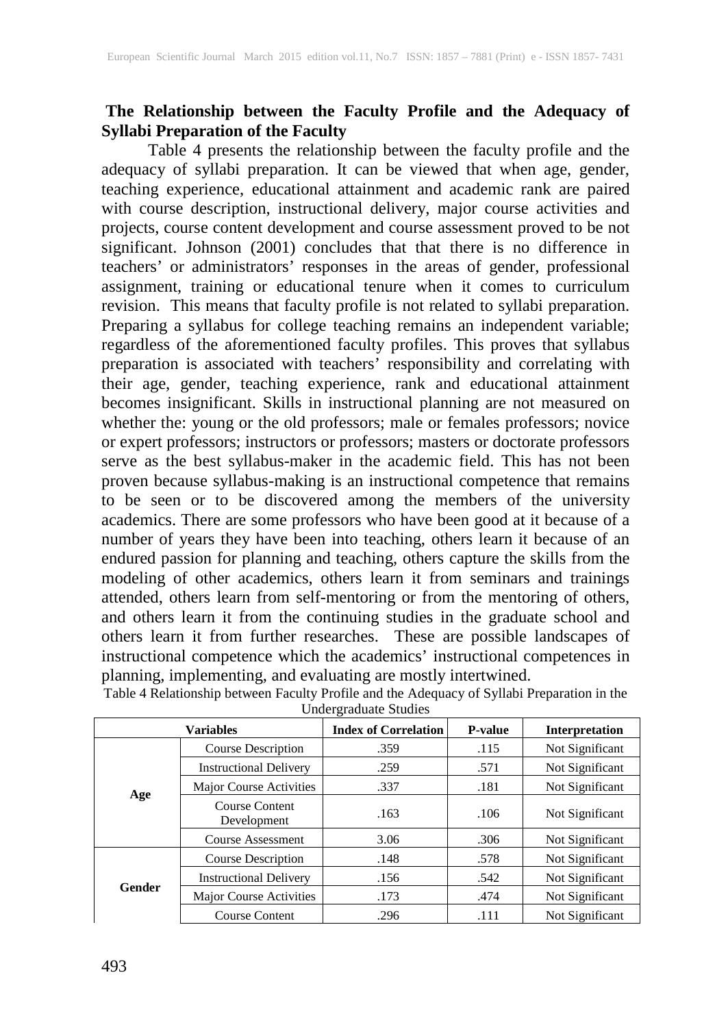**The Relationship between the Faculty Profile and the Adequacy of Syllabi Preparation of the Faculty**

Table 4 presents the relationship between the faculty profile and the adequacy of syllabi preparation. It can be viewed that when age, gender, teaching experience, educational attainment and academic rank are paired with course description, instructional delivery, major course activities and projects, course content development and course assessment proved to be not significant. Johnson (2001) concludes that that there is no difference in teachers' or administrators' responses in the areas of gender, professional assignment, training or educational tenure when it comes to curriculum revision. This means that faculty profile is not related to syllabi preparation. Preparing a syllabus for college teaching remains an independent variable; regardless of the aforementioned faculty profiles. This proves that syllabus preparation is associated with teachers' responsibility and correlating with their age, gender, teaching experience, rank and educational attainment becomes insignificant. Skills in instructional planning are not measured on whether the: young or the old professors; male or females professors; novice or expert professors; instructors or professors; masters or doctorate professors serve as the best syllabus-maker in the academic field. This has not been proven because syllabus-making is an instructional competence that remains to be seen or to be discovered among the members of the university academics. There are some professors who have been good at it because of a number of years they have been into teaching, others learn it because of an endured passion for planning and teaching, others capture the skills from the modeling of other academics, others learn it from seminars and trainings attended, others learn from self-mentoring or from the mentoring of others, and others learn it from the continuing studies in the graduate school and others learn it from further researches. These are possible landscapes of instructional competence which the academics' instructional competences in planning, implementing, and evaluating are mostly intertwined.

Table 4 Relationship between Faculty Profile and the Adequacy of Syllabi Preparation in the Undergraduate Studies

| Variables | | Index of Correlation | P-value | Interpretation |
|---|---|---|---|---|
| **Age** | Course Description | .359 | .115 | Not Significant |
| | Instructional Delivery | .259 | .571 | Not Significant |
| | Major Course Activities | .337 | .181 | Not Significant |
| | Course Content Development | .163 | .106 | Not Significant |
| | Course Assessment | 3.06 | .306 | Not Significant |
| **Gender** | Course Description | .148 | .578 | Not Significant |
| | Instructional Delivery | .156 | .542 | Not Significant |
| | Major Course Activities | .173 | .474 | Not Significant |
| | Course Content | .296 | .111 | Not Significant |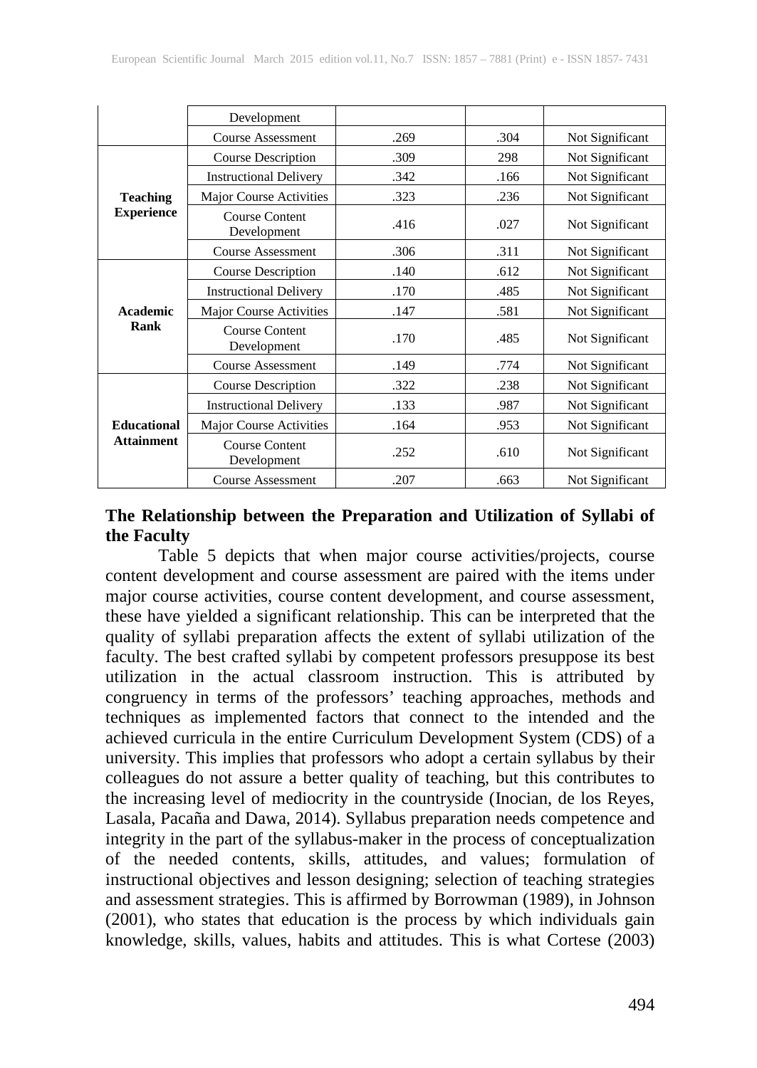| | Development | | | |
|---|---|---|---|---|
| | Course Assessment | .269 | .304 | Not Significant |
| **Teaching Experience** | Course Description | .309 | 298 | Not Significant |
| | Instructional Delivery | .342 | .166 | Not Significant |
| | Major Course Activities | .323 | .236 | Not Significant |
| | Course Content Development | .416 | .027 | Not Significant |
| | Course Assessment | .306 | .311 | Not Significant |
| **Academic Rank** | Course Description | .140 | .612 | Not Significant |
| | Instructional Delivery | .170 | .485 | Not Significant |
| | Major Course Activities | .147 | .581 | Not Significant |
| | Course Content Development | .170 | .485 | Not Significant |
| | Course Assessment | .149 | .774 | Not Significant |
| **Educational Attainment** | Course Description | .322 | .238 | Not Significant |
| | Instructional Delivery | .133 | .987 | Not Significant |
| | Major Course Activities | .164 | .953 | Not Significant |
| | Course Content Development | .252 | .610 | Not Significant |
| | Course Assessment | .207 | .663 | Not Significant |

## The Relationship between the Preparation and Utilization of Syllabi of the Faculty

Table 5 depicts that when major course activities/projects, course content development and course assessment are paired with the items under major course activities, course content development, and course assessment, these have yielded a significant relationship. This can be interpreted that the quality of syllabi preparation affects the extent of syllabi utilization of the faculty. The best crafted syllabi by competent professors presuppose its best utilization in the actual classroom instruction. This is attributed by congruency in terms of the professors' teaching approaches, methods and techniques as implemented factors that connect to the intended and the achieved curricula in the entire Curriculum Development System (CDS) of a university. This implies that professors who adopt a certain syllabus by their colleagues do not assure a better quality of teaching, but this contributes to the increasing level of mediocrity in the countryside (Inocian, de los Reyes, Lasala, Pacaña and Dawa, 2014). Syllabus preparation needs competence and integrity in the part of the syllabus-maker in the process of conceptualization of the needed contents, skills, attitudes, and values; formulation of instructional objectives and lesson designing; selection of teaching strategies and assessment strategies. This is affirmed by Borrowman (1989), in Johnson (2001), who states that education is the process by which individuals gain knowledge, skills, values, habits and attitudes. This is what Cortese (2003)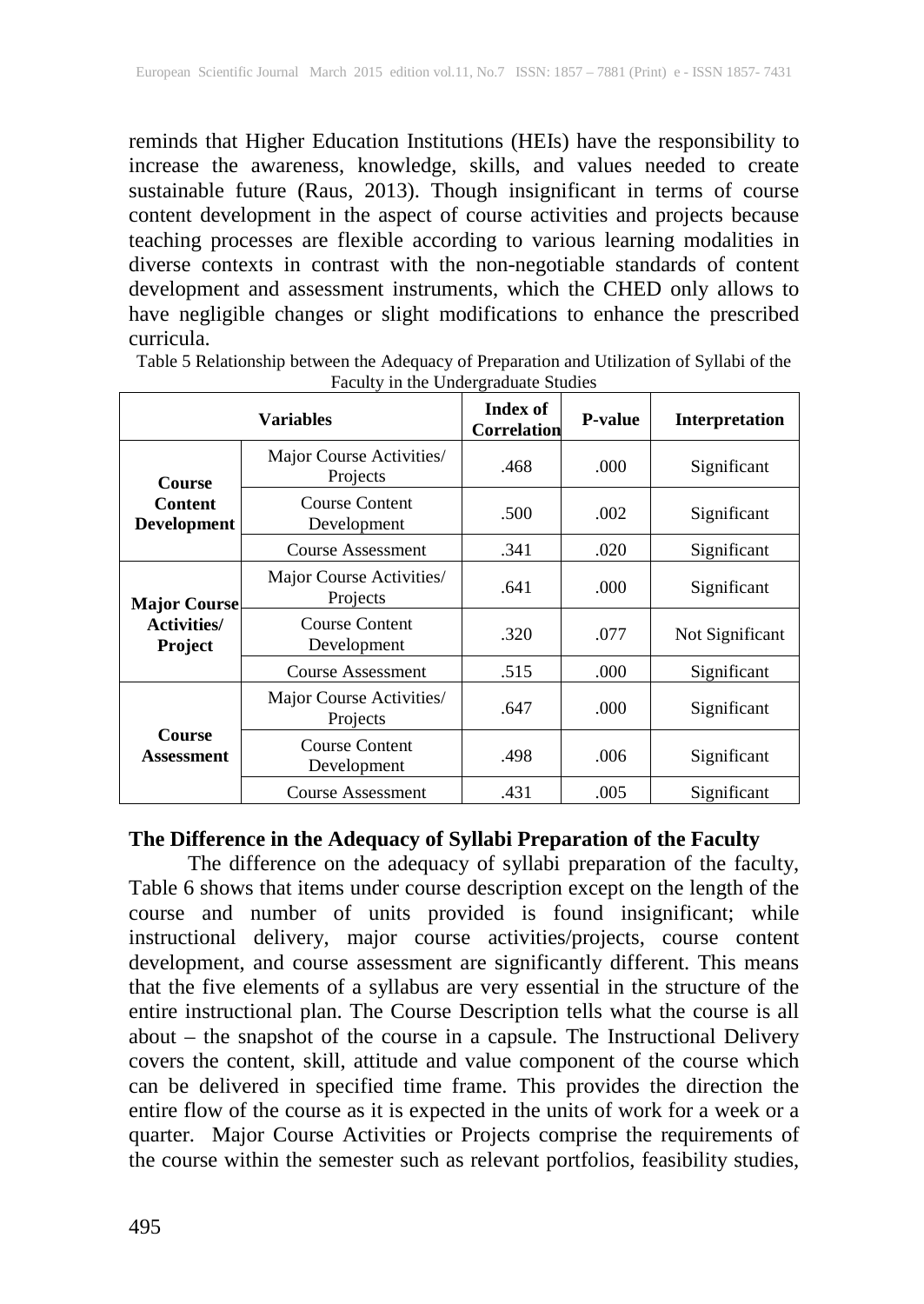reminds that Higher Education Institutions (HEIs) have the responsibility to increase the awareness, knowledge, skills, and values needed to create sustainable future (Raus, 2013). Though insignificant in terms of course content development in the aspect of course activities and projects because teaching processes are flexible according to various learning modalities in diverse contexts in contrast with the non-negotiable standards of content development and assessment instruments, which the CHED only allows to have negligible changes or slight modifications to enhance the prescribed curricula.

Table 5 Relationship between the Adequacy of Preparation and Utilization of Syllabi of the Faculty in the Undergraduate Studies

| Variables | | Index of Correlation | P-value | Interpretation |
|---|---|---|---|---|
| **Course Content Development** | Major Course Activities/ Projects | .468 | .000 | Significant |
| | Course Content Development | .500 | .002 | Significant |
| | Course Assessment | .341 | .020 | Significant |
| **Major Course Activities/ Project** | Major Course Activities/ Projects | .641 | .000 | Significant |
| | Course Content Development | .320 | .077 | Not Significant |
| | Course Assessment | .515 | .000 | Significant |
| **Course Assessment** | Major Course Activities/ Projects | .647 | .000 | Significant |
| | Course Content Development | .498 | .006 | Significant |
| | Course Assessment | .431 | .005 | Significant |

**The Difference in the Adequacy of Syllabi Preparation of the Faculty**

The difference on the adequacy of syllabi preparation of the faculty, Table 6 shows that items under course description except on the length of the course and number of units provided is found insignificant; while instructional delivery, major course activities/projects, course content development, and course assessment are significantly different. This means that the five elements of a syllabus are very essential in the structure of the entire instructional plan. The Course Description tells what the course is all about – the snapshot of the course in a capsule. The Instructional Delivery covers the content, skill, attitude and value component of the course which can be delivered in specified time frame. This provides the direction the entire flow of the course as it is expected in the units of work for a week or a quarter. Major Course Activities or Projects comprise the requirements of the course within the semester such as relevant portfolios, feasibility studies,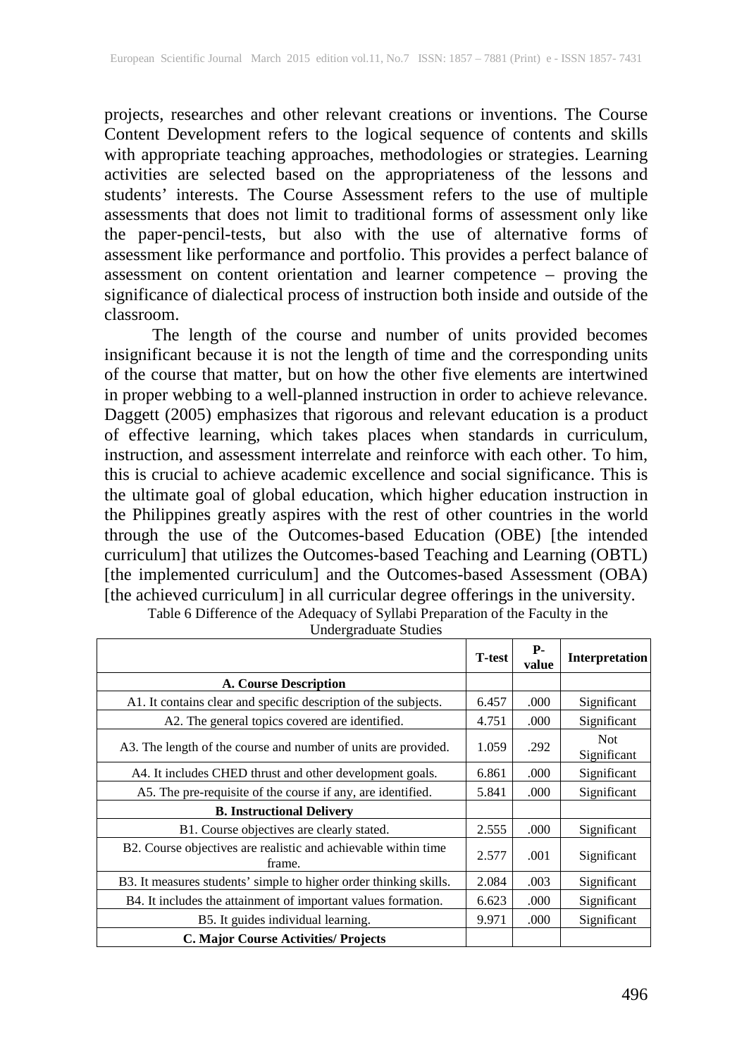projects, researches and other relevant creations or inventions. The Course Content Development refers to the logical sequence of contents and skills with appropriate teaching approaches, methodologies or strategies. Learning activities are selected based on the appropriateness of the lessons and students' interests. The Course Assessment refers to the use of multiple assessments that does not limit to traditional forms of assessment only like the paper-pencil-tests, but also with the use of alternative forms of assessment like performance and portfolio. This provides a perfect balance of assessment on content orientation and learner competence – proving the significance of dialectical process of instruction both inside and outside of the classroom.

The length of the course and number of units provided becomes insignificant because it is not the length of time and the corresponding units of the course that matter, but on how the other five elements are intertwined in proper webbing to a well-planned instruction in order to achieve relevance. Daggett (2005) emphasizes that rigorous and relevant education is a product of effective learning, which takes places when standards in curriculum, instruction, and assessment interrelate and reinforce with each other. To him, this is crucial to achieve academic excellence and social significance. This is the ultimate goal of global education, which higher education instruction in the Philippines greatly aspires with the rest of other countries in the world through the use of the Outcomes-based Education (OBE) [the intended curriculum] that utilizes the Outcomes-based Teaching and Learning (OBTL) [the implemented curriculum] and the Outcomes-based Assessment (OBA) [the achieved curriculum] in all curricular degree offerings in the university.

Table 6 Difference of the Adequacy of Syllabi Preparation of the Faculty in the Undergraduate Studies

| | T-test | P-value | Interpretation |
|---|---|---|---|
| **A. Course Description** | | | |
| A1. It contains clear and specific description of the subjects. | 6.457 | .000 | Significant |
| A2. The general topics covered are identified. | 4.751 | .000 | Significant |
| A3. The length of the course and number of units are provided. | 1.059 | .292 | Not Significant |
| A4. It includes CHED thrust and other development goals. | 6.861 | .000 | Significant |
| A5. The pre-requisite of the course if any, are identified. | 5.841 | .000 | Significant |
| **B. Instructional Delivery** | | | |
| B1. Course objectives are clearly stated. | 2.555 | .000 | Significant |
| B2. Course objectives are realistic and achievable within time frame. | 2.577 | .001 | Significant |
| B3. It measures students' simple to higher order thinking skills. | 2.084 | .003 | Significant |
| B4. It includes the attainment of important values formation. | 6.623 | .000 | Significant |
| B5. It guides individual learning. | 9.971 | .000 | Significant |
| **C. Major Course Activities/ Projects** | | | |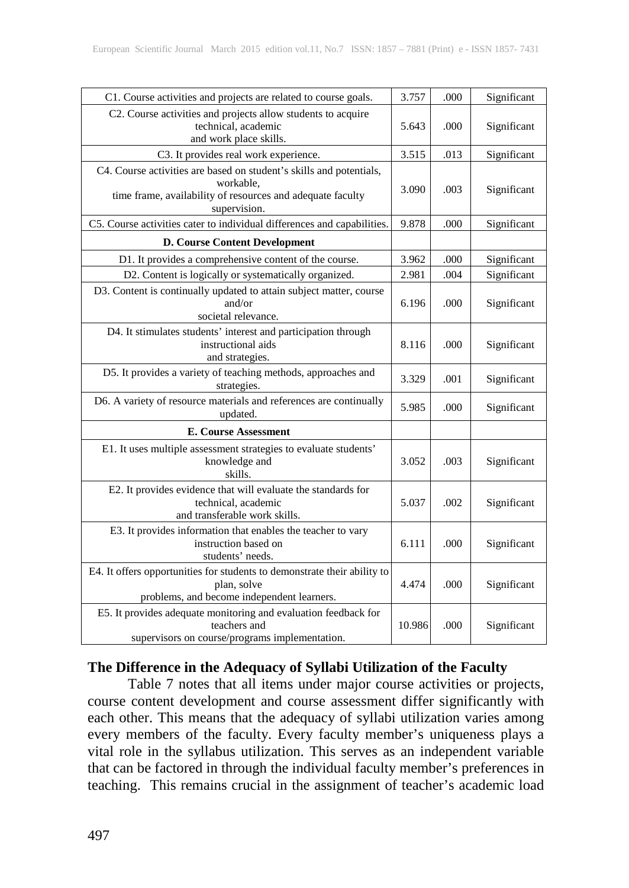| | | | |
|---|---|---|---|
| C1. Course activities and projects are related to course goals. | 3.757 | .000 | Significant |
| C2. Course activities and projects allow students to acquire technical, academic and work place skills. | 5.643 | .000 | Significant |
| C3. It provides real work experience. | 3.515 | .013 | Significant |
| C4. Course activities are based on student's skills and potentials, workable, time frame, availability of resources and adequate faculty supervision. | 3.090 | .003 | Significant |
| C5. Course activities cater to individual differences and capabilities. | 9.878 | .000 | Significant |
| **D. Course Content Development** | | | |
| D1. It provides a comprehensive content of the course. | 3.962 | .000 | Significant |
| D2. Content is logically or systematically organized. | 2.981 | .004 | Significant |
| D3. Content is continually updated to attain subject matter, course and/or societal relevance. | 6.196 | .000 | Significant |
| D4. It stimulates students' interest and participation through instructional aids and strategies. | 8.116 | .000 | Significant |
| D5. It provides a variety of teaching methods, approaches and strategies. | 3.329 | .001 | Significant |
| D6. A variety of resource materials and references are continually updated. | 5.985 | .000 | Significant |
| **E. Course Assessment** | | | |
| E1. It uses multiple assessment strategies to evaluate students' knowledge and skills. | 3.052 | .003 | Significant |
| E2. It provides evidence that will evaluate the standards for technical, academic and transferable work skills. | 5.037 | .002 | Significant |
| E3. It provides information that enables the teacher to vary instruction based on students' needs. | 6.111 | .000 | Significant |
| E4. It offers opportunities for students to demonstrate their ability to plan, solve problems, and become independent learners. | 4.474 | .000 | Significant |
| E5. It provides adequate monitoring and evaluation feedback for teachers and supervisors on course/programs implementation. | 10.986 | .000 | Significant |

**The Difference in the Adequacy of Syllabi Utilization of the Faculty**

Table 7 notes that all items under major course activities or projects, course content development and course assessment differ significantly with each other. This means that the adequacy of syllabi utilization varies among every members of the faculty. Every faculty member's uniqueness plays a vital role in the syllabus utilization. This serves as an independent variable that can be factored in through the individual faculty member's preferences in teaching. This remains crucial in the assignment of teacher's academic load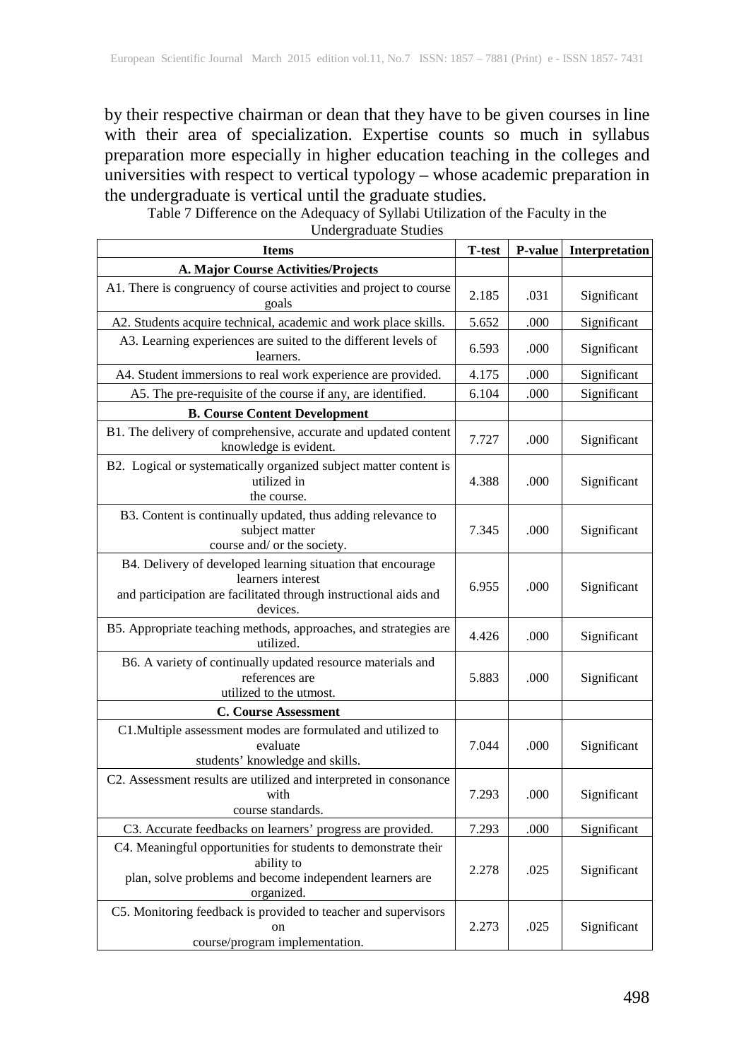by their respective chairman or dean that they have to be given courses in line with their area of specialization. Expertise counts so much in syllabus preparation more especially in higher education teaching in the colleges and universities with respect to vertical typology – whose academic preparation in the undergraduate is vertical until the graduate studies.

Table 7 Difference on the Adequacy of Syllabi Utilization of the Faculty in the Undergraduate Studies

| Items | T-test | P-value | Interpretation |
|---|---|---|---|
| **A. Major Course Activities/Projects** | | | |
| A1. There is congruency of course activities and project to course goals | 2.185 | .031 | Significant |
| A2. Students acquire technical, academic and work place skills. | 5.652 | .000 | Significant |
| A3. Learning experiences are suited to the different levels of learners. | 6.593 | .000 | Significant |
| A4. Student immersions to real work experience are provided. | 4.175 | .000 | Significant |
| A5. The pre-requisite of the course if any, are identified. | 6.104 | .000 | Significant |
| **B. Course Content Development** | | | |
| B1. The delivery of comprehensive, accurate and updated content knowledge is evident. | 7.727 | .000 | Significant |
| B2. Logical or systematically organized subject matter content is utilized in the course. | 4.388 | .000 | Significant |
| B3. Content is continually updated, thus adding relevance to subject matter course and/ or the society. | 7.345 | .000 | Significant |
| B4. Delivery of developed learning situation that encourage learners interest and participation are facilitated through instructional aids and devices. | 6.955 | .000 | Significant |
| B5. Appropriate teaching methods, approaches, and strategies are utilized. | 4.426 | .000 | Significant |
| B6. A variety of continually updated resource materials and references are utilized to the utmost. | 5.883 | .000 | Significant |
| **C. Course Assessment** | | | |
| C1.Multiple assessment modes are formulated and utilized to evaluate students' knowledge and skills. | 7.044 | .000 | Significant |
| C2. Assessment results are utilized and interpreted in consonance with course standards. | 7.293 | .000 | Significant |
| C3. Accurate feedbacks on learners' progress are provided. | 7.293 | .000 | Significant |
| C4. Meaningful opportunities for students to demonstrate their ability to plan, solve problems and become independent learners are organized. | 2.278 | .025 | Significant |
| C5. Monitoring feedback is provided to teacher and supervisors on course/program implementation. | 2.273 | .025 | Significant |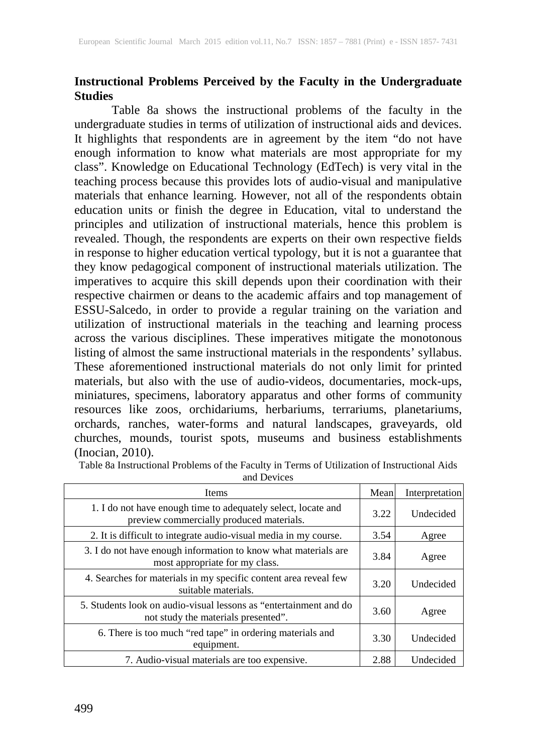**Instructional Problems Perceived by the Faculty in the Undergraduate Studies**

Table 8a shows the instructional problems of the faculty in the undergraduate studies in terms of utilization of instructional aids and devices. It highlights that respondents are in agreement by the item "do not have enough information to know what materials are most appropriate for my class". Knowledge on Educational Technology (EdTech) is very vital in the teaching process because this provides lots of audio-visual and manipulative materials that enhance learning. However, not all of the respondents obtain education units or finish the degree in Education, vital to understand the principles and utilization of instructional materials, hence this problem is revealed. Though, the respondents are experts on their own respective fields in response to higher education vertical typology, but it is not a guarantee that they know pedagogical component of instructional materials utilization. The imperatives to acquire this skill depends upon their coordination with their respective chairmen or deans to the academic affairs and top management of ESSU-Salcedo, in order to provide a regular training on the variation and utilization of instructional materials in the teaching and learning process across the various disciplines. These imperatives mitigate the monotonous listing of almost the same instructional materials in the respondents' syllabus. These aforementioned instructional materials do not only limit for printed materials, but also with the use of audio-videos, documentaries, mock-ups, miniatures, specimens, laboratory apparatus and other forms of community resources like zoos, orchidariums, herbariums, terrariums, planetariums, orchards, ranches, water-forms and natural landscapes, graveyards, old churches, mounds, tourist spots, museums and business establishments (Inocian, 2010).

Table 8a Instructional Problems of the Faculty in Terms of Utilization of Instructional Aids and Devices

| Items | Mean | Interpretation |
|---|---|---|
| 1. I do not have enough time to adequately select, locate and preview commercially produced materials. | 3.22 | Undecided |
| 2. It is difficult to integrate audio-visual media in my course. | 3.54 | Agree |
| 3. I do not have enough information to know what materials are most appropriate for my class. | 3.84 | Agree |
| 4. Searches for materials in my specific content area reveal few suitable materials. | 3.20 | Undecided |
| 5. Students look on audio-visual lessons as "entertainment and do not study the materials presented". | 3.60 | Agree |
| 6. There is too much "red tape" in ordering materials and equipment. | 3.30 | Undecided |
| 7. Audio-visual materials are too expensive. | 2.88 | Undecided |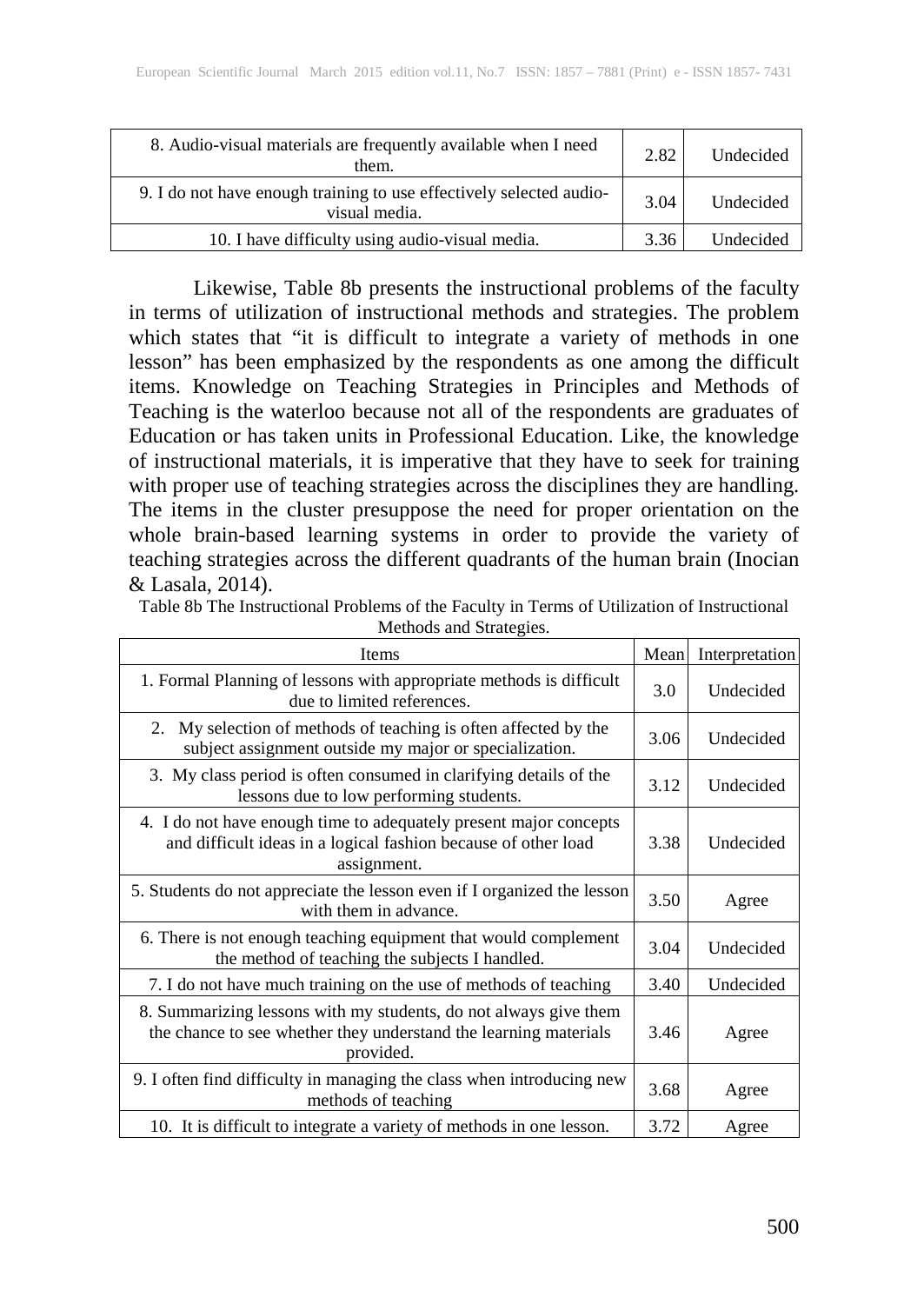| 8. Audio-visual materials are frequently available when I need them. | 2.82 | Undecided |
|---|---|---|
| 9. I do not have enough training to use effectively selected audio-visual media. | 3.04 | Undecided |
| 10. I have difficulty using audio-visual media. | 3.36 | Undecided |

Likewise, Table 8b presents the instructional problems of the faculty in terms of utilization of instructional methods and strategies. The problem which states that "it is difficult to integrate a variety of methods in one lesson" has been emphasized by the respondents as one among the difficult items. Knowledge on Teaching Strategies in Principles and Methods of Teaching is the waterloo because not all of the respondents are graduates of Education or has taken units in Professional Education. Like, the knowledge of instructional materials, it is imperative that they have to seek for training with proper use of teaching strategies across the disciplines they are handling. The items in the cluster presuppose the need for proper orientation on the whole brain-based learning systems in order to provide the variety of teaching strategies across the different quadrants of the human brain (Inocian & Lasala, 2014).

Table 8b The Instructional Problems of the Faculty in Terms of Utilization of Instructional Methods and Strategies.

| Items | Mean | Interpretation |
|---|---|---|
| 1. Formal Planning of lessons with appropriate methods is difficult due to limited references. | 3.0 | Undecided |
| 2. My selection of methods of teaching is often affected by the subject assignment outside my major or specialization. | 3.06 | Undecided |
| 3. My class period is often consumed in clarifying details of the lessons due to low performing students. | 3.12 | Undecided |
| 4. I do not have enough time to adequately present major concepts and difficult ideas in a logical fashion because of other load assignment. | 3.38 | Undecided |
| 5. Students do not appreciate the lesson even if I organized the lesson with them in advance. | 3.50 | Agree |
| 6. There is not enough teaching equipment that would complement the method of teaching the subjects I handled. | 3.04 | Undecided |
| 7. I do not have much training on the use of methods of teaching | 3.40 | Undecided |
| 8. Summarizing lessons with my students, do not always give them the chance to see whether they understand the learning materials provided. | 3.46 | Agree |
| 9. I often find difficulty in managing the class when introducing new methods of teaching | 3.68 | Agree |
| 10. It is difficult to integrate a variety of methods in one lesson. | 3.72 | Agree |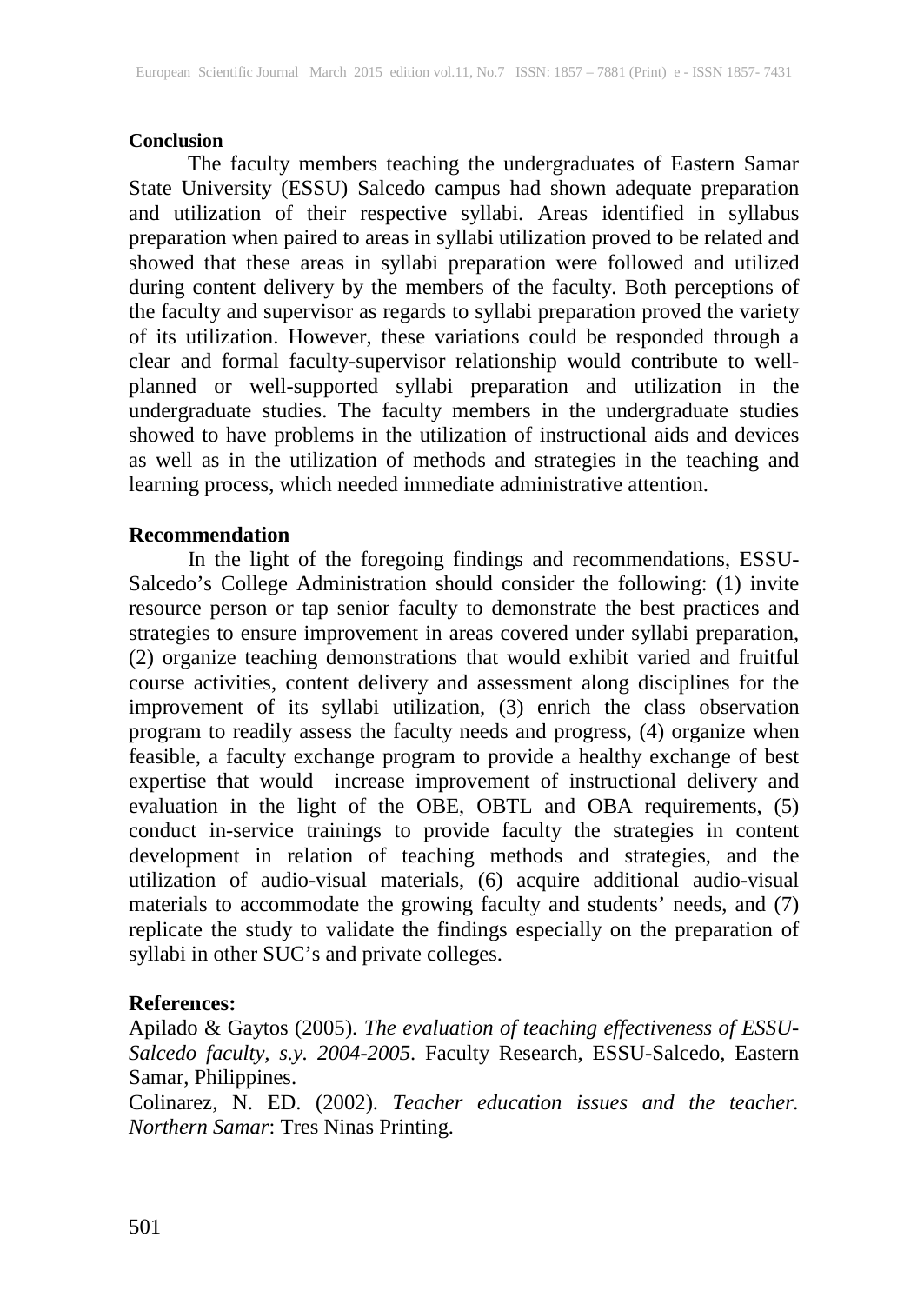**Conclusion**

The faculty members teaching the undergraduates of Eastern Samar State University (ESSU) Salcedo campus had shown adequate preparation and utilization of their respective syllabi. Areas identified in syllabus preparation when paired to areas in syllabi utilization proved to be related and showed that these areas in syllabi preparation were followed and utilized during content delivery by the members of the faculty. Both perceptions of the faculty and supervisor as regards to syllabi preparation proved the variety of its utilization. However, these variations could be responded through a clear and formal faculty-supervisor relationship would contribute to well-planned or well-supported syllabi preparation and utilization in the undergraduate studies. The faculty members in the undergraduate studies showed to have problems in the utilization of instructional aids and devices as well as in the utilization of methods and strategies in the teaching and learning process, which needed immediate administrative attention.

**Recommendation**

In the light of the foregoing findings and recommendations, ESSU-Salcedo's College Administration should consider the following: (1) invite resource person or tap senior faculty to demonstrate the best practices and strategies to ensure improvement in areas covered under syllabi preparation, (2) organize teaching demonstrations that would exhibit varied and fruitful course activities, content delivery and assessment along disciplines for the improvement of its syllabi utilization, (3) enrich the class observation program to readily assess the faculty needs and progress, (4) organize when feasible, a faculty exchange program to provide a healthy exchange of best expertise that would increase improvement of instructional delivery and evaluation in the light of the OBE, OBTL and OBA requirements, (5) conduct in-service trainings to provide faculty the strategies in content development in relation of teaching methods and strategies, and the utilization of audio-visual materials, (6) acquire additional audio-visual materials to accommodate the growing faculty and students' needs, and (7) replicate the study to validate the findings especially on the preparation of syllabi in other SUC's and private colleges.

**References:**

Apilado & Gaytos (2005). *The evaluation of teaching effectiveness of ESSU-Salcedo faculty, s.y. 2004-2005*. Faculty Research, ESSU-Salcedo, Eastern Samar, Philippines.

Colinarez, N. ED. (2002). *Teacher education issues and the teacher. Northern Samar*: Tres Ninas Printing.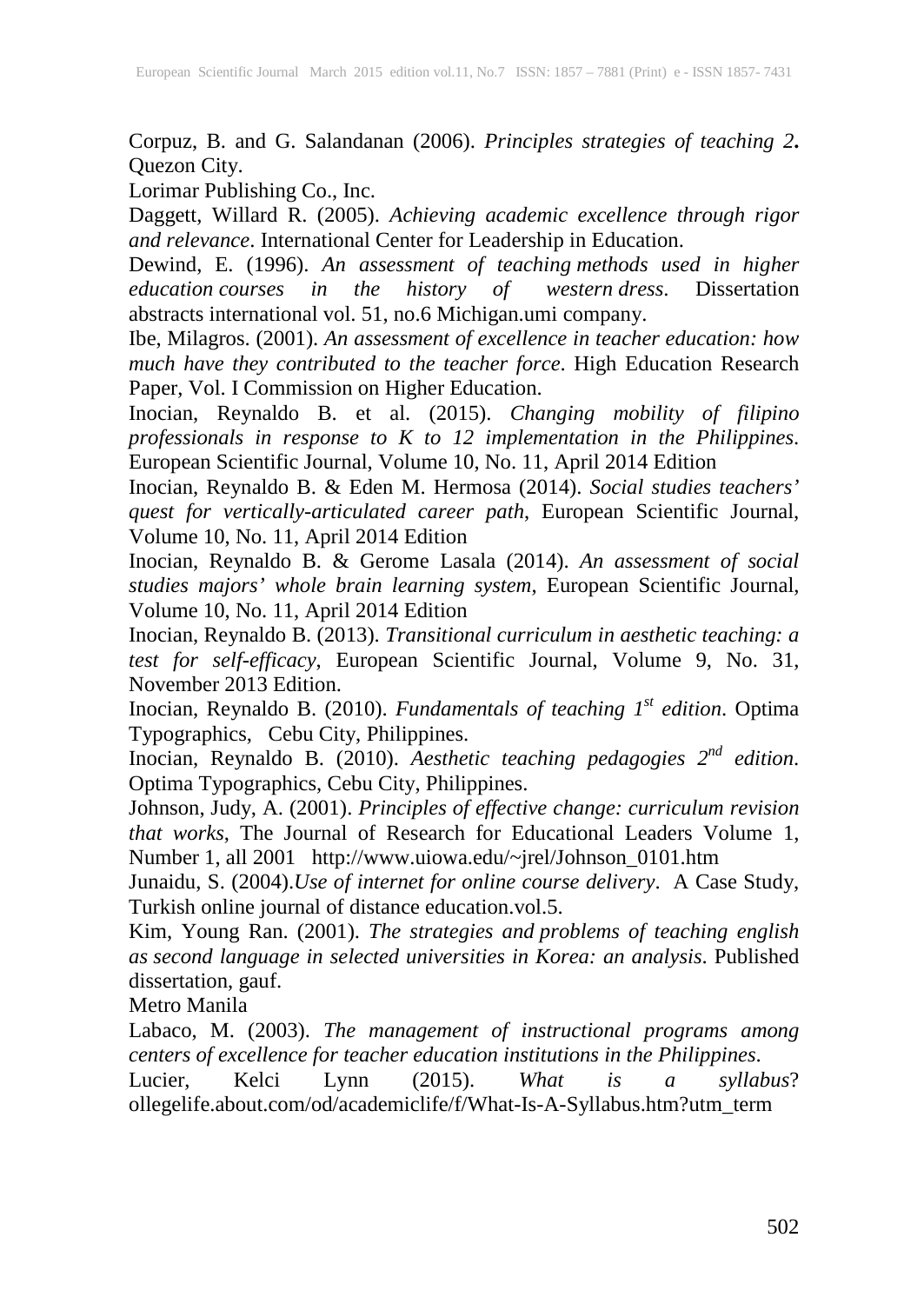Corpuz, B. and G. Salandanan (2006). *Principles strategies of teaching 2***.** Quezon City.

Lorimar Publishing Co., Inc.

Daggett, Willard R. (2005). *Achieving academic excellence through rigor and relevance*. International Center for Leadership in Education.

Dewind, E. (1996). *An assessment of teaching methods used in higher education courses in the history of western dress*. Dissertation abstracts international vol. 51, no.6 Michigan.umi company.

Ibe, Milagros. (2001). *An assessment of excellence in teacher education: how much have they contributed to the teacher force*. High Education Research Paper, Vol. I Commission on Higher Education.

Inocian, Reynaldo B. et al. (2015). *Changing mobility of filipino professionals in response to K to 12 implementation in the Philippines*. European Scientific Journal, Volume 10, No. 11, April 2014 Edition

Inocian, Reynaldo B. & Eden M. Hermosa (2014). *Social studies teachers' quest for vertically-articulated career path*, European Scientific Journal, Volume 10, No. 11, April 2014 Edition

Inocian, Reynaldo B. & Gerome Lasala (2014). *An assessment of social studies majors' whole brain learning system*, European Scientific Journal, Volume 10, No. 11, April 2014 Edition

Inocian, Reynaldo B. (2013). *Transitional curriculum in aesthetic teaching: a test for self-efficacy*, European Scientific Journal, Volume 9, No. 31, November 2013 Edition.

Inocian, Reynaldo B. (2010). *Fundamentals of teaching 1st edition*. Optima Typographics, Cebu City, Philippines.

Inocian, Reynaldo B. (2010). *Aesthetic teaching pedagogies 2nd edition*. Optima Typographics, Cebu City, Philippines.

Johnson, Judy, A. (2001). *Principles of effective change: curriculum revision that works*, The Journal of Research for Educational Leaders Volume 1, Number 1, all 2001 http://www.uiowa.edu/~jrel/Johnson_0101.htm

Junaidu, S. (2004).*Use of internet for online course delivery*. A Case Study, Turkish online journal of distance education.vol.5.

Kim, Young Ran. (2001). *The strategies and problems of teaching english as second language in selected universities in Korea: an analysis*. Published dissertation, gauf.

Metro Manila

Labaco, M. (2003). *The management of instructional programs among centers of excellence for teacher education institutions in the Philippines*.

Lucier, Kelci Lynn (2015). *What is a syllabus*? ollegelife.about.com/od/academiclife/f/What-Is-A-Syllabus.htm?utm_term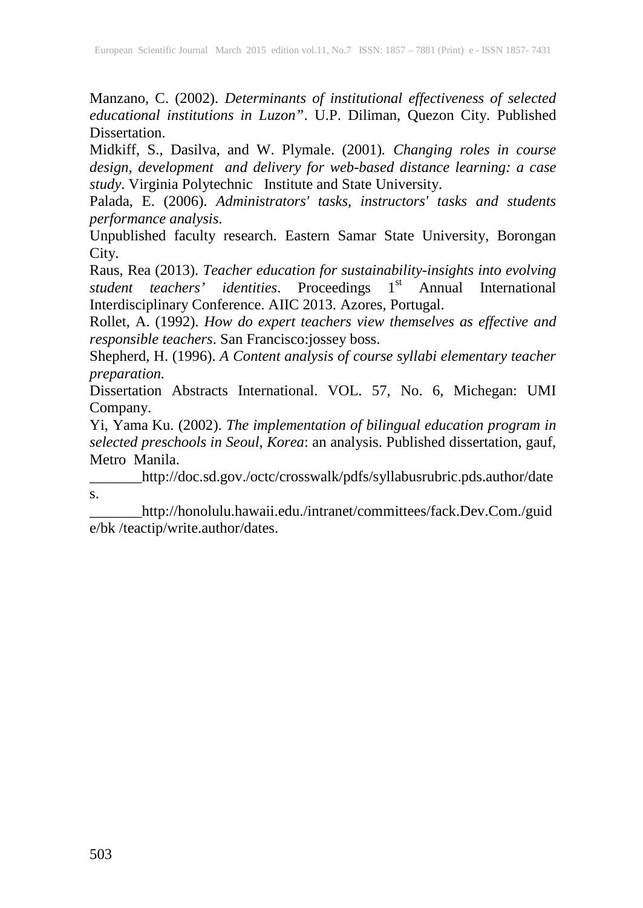Manzano, C. (2002). *Determinants of institutional effectiveness of selected educational institutions in Luzon"*. U.P. Diliman, Quezon City. Published Dissertation.

Midkiff, S., Dasilva, and W. Plymale. (2001). *Changing roles in course design, development and delivery for web-based distance learning: a case study*. Virginia Polytechnic Institute and State University.

Palada, E. (2006). *Administrators' tasks, instructors' tasks and students performance analysis*.

Unpublished faculty research. Eastern Samar State University, Borongan City.

Raus, Rea (2013). *Teacher education for sustainability-insights into evolving student teachers' identities*. Proceedings 1st Annual International Interdisciplinary Conference. AIIC 2013. Azores, Portugal.

Rollet, A. (1992). *How do expert teachers view themselves as effective and responsible teachers*. San Francisco:jossey boss.

Shepherd, H. (1996). *A Content analysis of course syllabi elementary teacher preparation.*

Dissertation Abstracts International. VOL. 57, No. 6, Michegan: UMI Company.

Yi, Yama Ku. (2002). *The implementation of bilingual education program in selected preschools in Seoul, Korea*: an analysis. Published dissertation, gauf, Metro Manila.

_______http://doc.sd.gov./octc/crosswalk/pdfs/syllabusrubric.pds.author/dates.

_______http://honolulu.hawaii.edu./intranet/committees/fack.Dev.Com./guide/bk /teactip/write.author/dates.